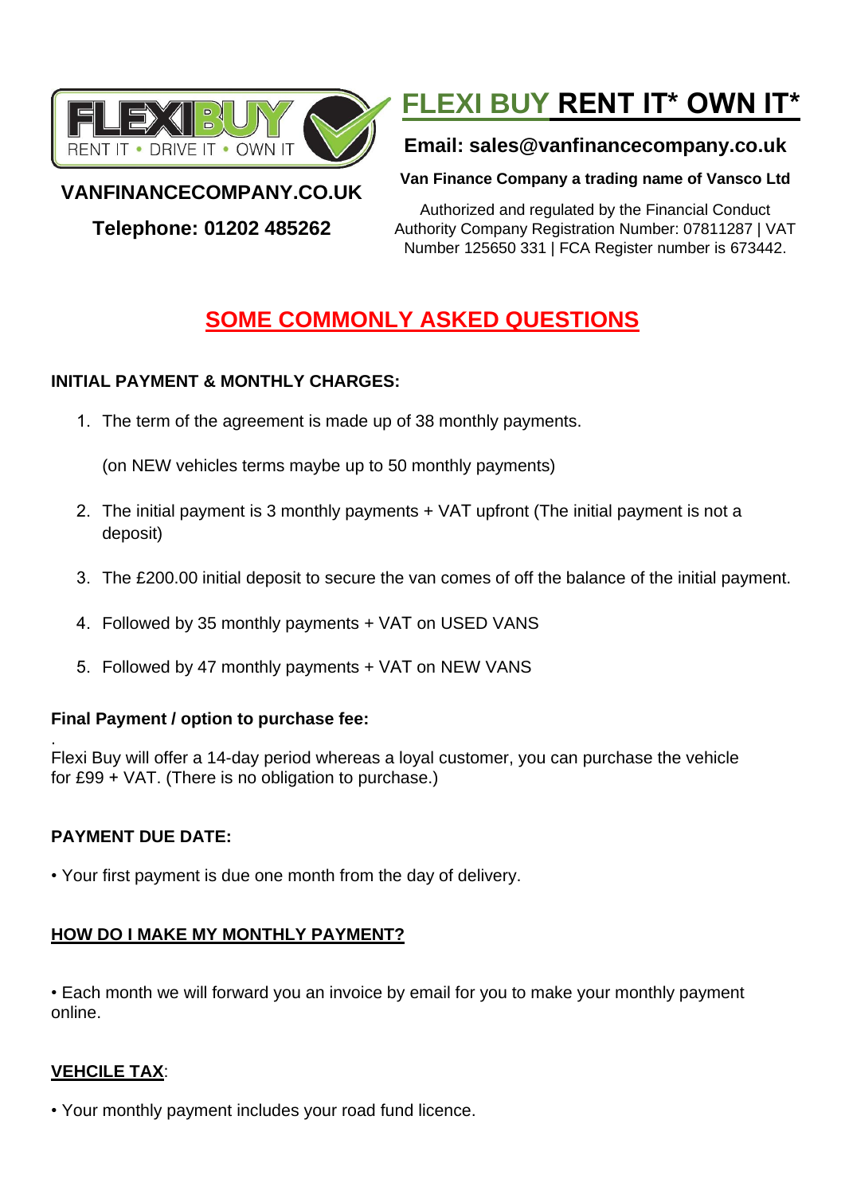FLEXIBUY
RENT IT • DRIVE IT • OWN IT

**VANFINANCECOMPANY.CO.UK**

**Telephone: 01202 485262**

# FLEXI BUY RENT IT* OWN IT*

**Email: sales@vanfinancecompany.co.uk**

**Van Finance Company a trading name of Vansco Ltd**

Authorized and regulated by the Financial Conduct Authority Company Registration Number: 07811287 | VAT Number 125650 331 | FCA Register number is 673442.

## SOME COMMONLY ASKED QUESTIONS

### INITIAL PAYMENT & MONTHLY CHARGES:

1. The term of the agreement is made up of 38 monthly payments.

   (on NEW vehicles terms maybe up to 50 monthly payments)

2. The initial payment is 3 monthly payments + VAT upfront (The initial payment is not a deposit)

3. The £200.00 initial deposit to secure the van comes of off the balance of the initial payment.

4. Followed by 35 monthly payments + VAT on USED VANS

5. Followed by 47 monthly payments + VAT on NEW VANS

### Final Payment / option to purchase fee:

.
Flexi Buy will offer a 14-day period whereas a loyal customer, you can purchase the vehicle for £99 + VAT. (There is no obligation to purchase.)

### PAYMENT DUE DATE:

• Your first payment is due one month from the day of delivery.

### HOW DO I MAKE MY MONTHLY PAYMENT?

• Each month we will forward you an invoice by email for you to make your monthly payment online.

### VEHCILE TAX:

• Your monthly payment includes your road fund licence.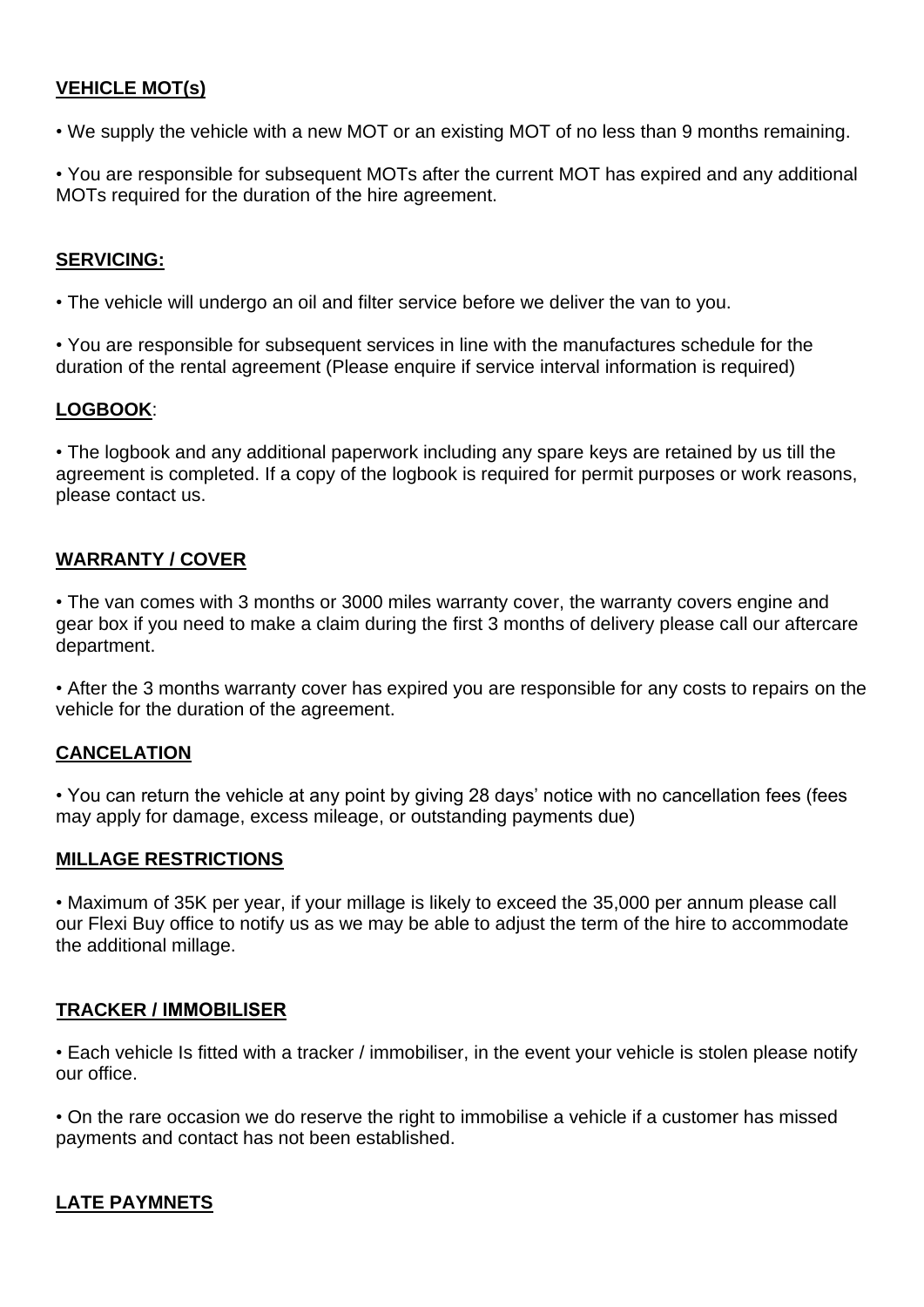**VEHICLE MOT(s)**

• We supply the vehicle with a new MOT or an existing MOT of no less than 9 months remaining.

• You are responsible for subsequent MOTs after the current MOT has expired and any additional MOTs required for the duration of the hire agreement.

**SERVICING:**

• The vehicle will undergo an oil and filter service before we deliver the van to you.

• You are responsible for subsequent services in line with the manufactures schedule for the duration of the rental agreement (Please enquire if service interval information is required)

**LOGBOOK**:

• The logbook and any additional paperwork including any spare keys are retained by us till the agreement is completed. If a copy of the logbook is required for permit purposes or work reasons, please contact us.

**WARRANTY / COVER**

• The van comes with 3 months or 3000 miles warranty cover, the warranty covers engine and gear box if you need to make a claim during the first 3 months of delivery please call our aftercare department.

• After the 3 months warranty cover has expired you are responsible for any costs to repairs on the vehicle for the duration of the agreement.

**CANCELATION**

• You can return the vehicle at any point by giving 28 days' notice with no cancellation fees (fees may apply for damage, excess mileage, or outstanding payments due)

**MILLAGE RESTRICTIONS**

• Maximum of 35K per year, if your millage is likely to exceed the 35,000 per annum please call our Flexi Buy office to notify us as we may be able to adjust the term of the hire to accommodate the additional millage.

**TRACKER / IMMOBILISER**

• Each vehicle Is fitted with a tracker / immobiliser, in the event your vehicle is stolen please notify our office.

• On the rare occasion we do reserve the right to immobilise a vehicle if a customer has missed payments and contact has not been established.

**LATE PAYMNETS**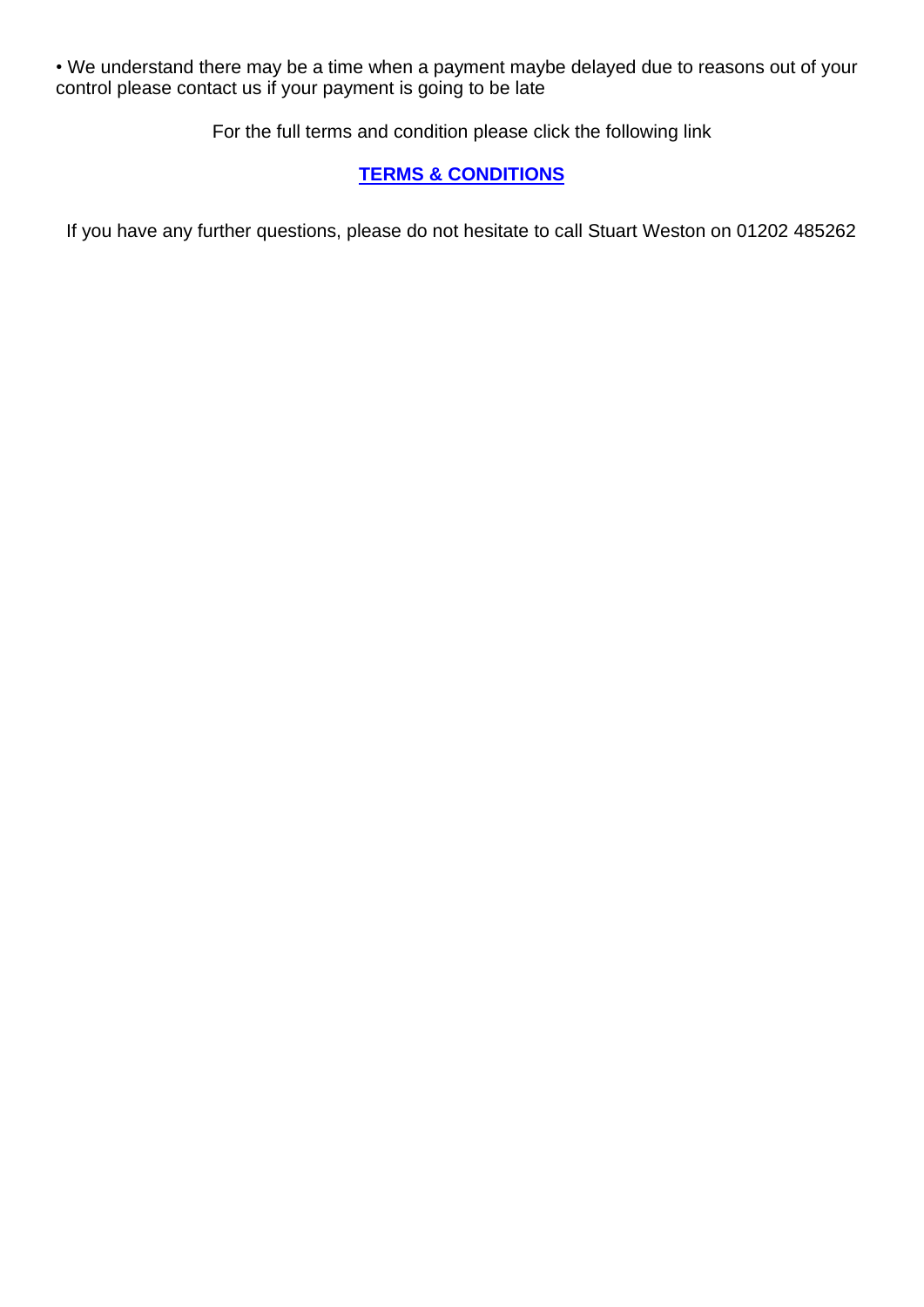- We understand there may be a time when a payment maybe delayed due to reasons out of your control please contact us if your payment is going to be late

For the full terms and condition please click the following link

**TERMS & CONDITIONS**

If you have any further questions, please do not hesitate to call Stuart Weston on 01202 485262